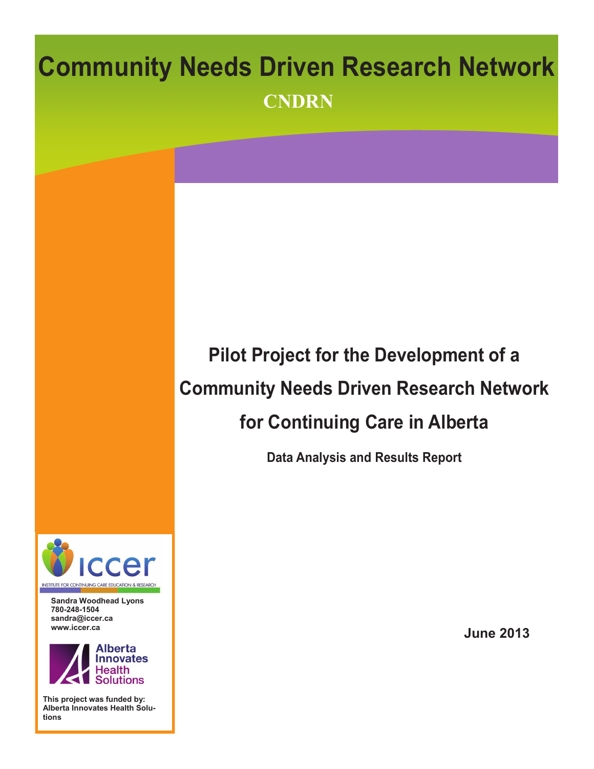# Community Needs Driven Research Network

**CNDRN**

## Pilot Project for the Development of a Community Needs Driven Research Network for Continuing Care in Alberta

**Data Analysis and Results Report**

**June 2013**

iccer

INSTITUTE FOR CONTINUING CARE EDUCATION & RESEARCH

**Sandra Woodhead Lyons**
**780-248-1504**
**sandra@iccer.ca**
**www.iccer.ca**

Alberta Innovates Health Solutions

**This project was funded by: Alberta Innovates Health Solutions**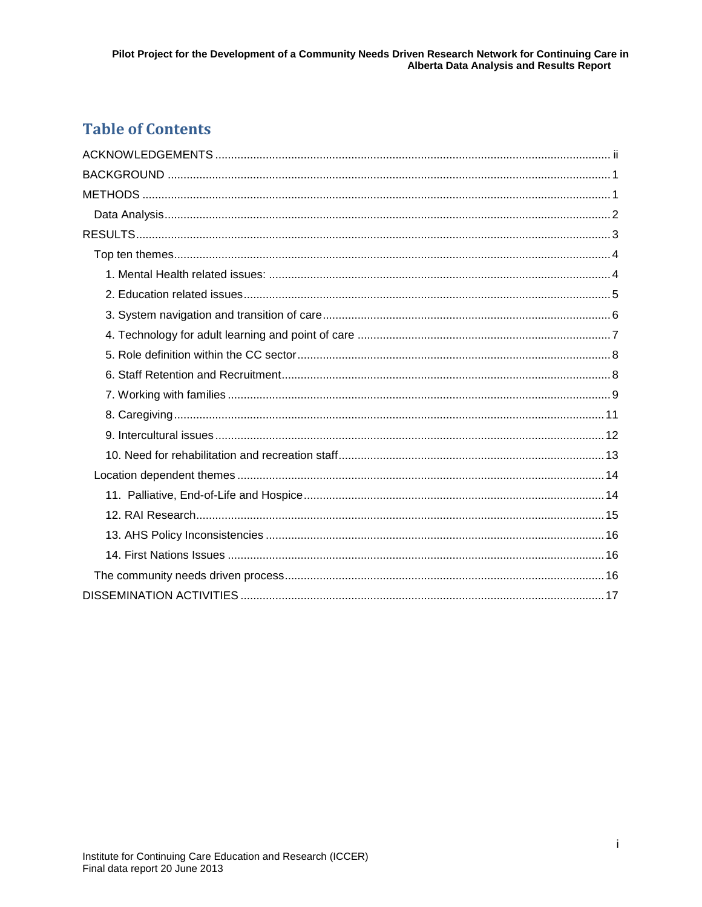# Table of Contents

- ACKNOWLEDGEMENTS ........ ii
- BACKGROUND ........ 1
- METHODS ........ 1
  - Data Analysis ........ 2
- RESULTS ........ 3
  - Top ten themes ........ 4
    - 1. Mental Health related issues: ........ 4
    - 2. Education related issues ........ 5
    - 3. System navigation and transition of care ........ 6
    - 4. Technology for adult learning and point of care ........ 7
    - 5. Role definition within the CC sector ........ 8
    - 6. Staff Retention and Recruitment ........ 8
    - 7. Working with families ........ 9
    - 8. Caregiving ........ 11
    - 9. Intercultural issues ........ 12
    - 10. Need for rehabilitation and recreation staff ........ 13
  - Location dependent themes ........ 14
    - 11. Palliative, End-of-Life and Hospice ........ 14
    - 12. RAI Research ........ 15
    - 13. AHS Policy Inconsistencies ........ 16
    - 14. First Nations Issues ........ 16
  - The community needs driven process ........ 16
- DISSEMINATION ACTIVITIES ........ 17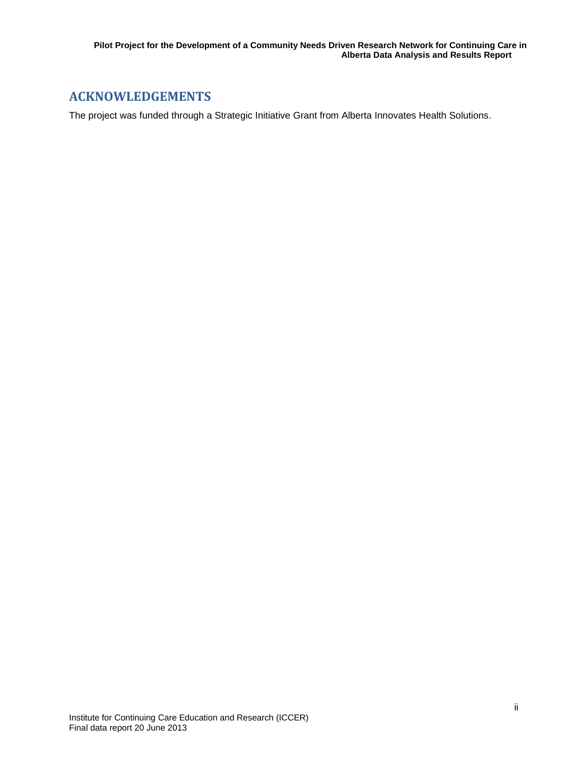## ACKNOWLEDGEMENTS

The project was funded through a Strategic Initiative Grant from Alberta Innovates Health Solutions.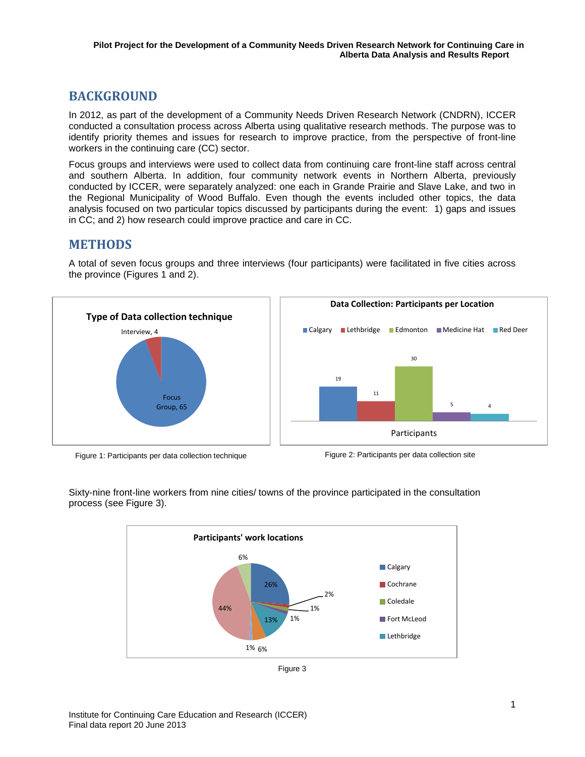## BACKGROUND

In 2012, as part of the development of a Community Needs Driven Research Network (CNDRN), ICCER conducted a consultation process across Alberta using qualitative research methods. The purpose was to identify priority themes and issues for research to improve practice, from the perspective of front-line workers in the continuing care (CC) sector.

Focus groups and interviews were used to collect data from continuing care front-line staff across central and southern Alberta. In addition, four community network events in Northern Alberta, previously conducted by ICCER, were separately analyzed: one each in Grande Prairie and Slave Lake, and two in the Regional Municipality of Wood Buffalo. Even though the events included other topics, the data analysis focused on two particular topics discussed by participants during the event: 1) gaps and issues in CC; and 2) how research could improve practice and care in CC.

## METHODS

A total of seven focus groups and three interviews (four participants) were facilitated in five cities across the province (Figures 1 and 2).

**Type of Data collection technique**

| Technique | Participants |
|---|---|
| Interview | 4 |
| Focus Group | 65 |

Figure 1: Participants per data collection technique

**Data Collection: Participants per Location**

| Location | Participants |
|---|---|
| Calgary | 19 |
| Lethbridge | 11 |
| Edmonton | 30 |
| Medicine Hat | 5 |
| Red Deer | 4 |

Figure 2: Participants per data collection site

Sixty-nine front-line workers from nine cities/ towns of the province participated in the consultation process (see Figure 3).

**Participants' work locations**

Legend: Calgary, Cochrane, Coledale, Fort McLeod, Lethbridge

Values shown: 26%, 2%, 1%, 1%, 13%, 6%, 1%, 44%, 6%

Figure 3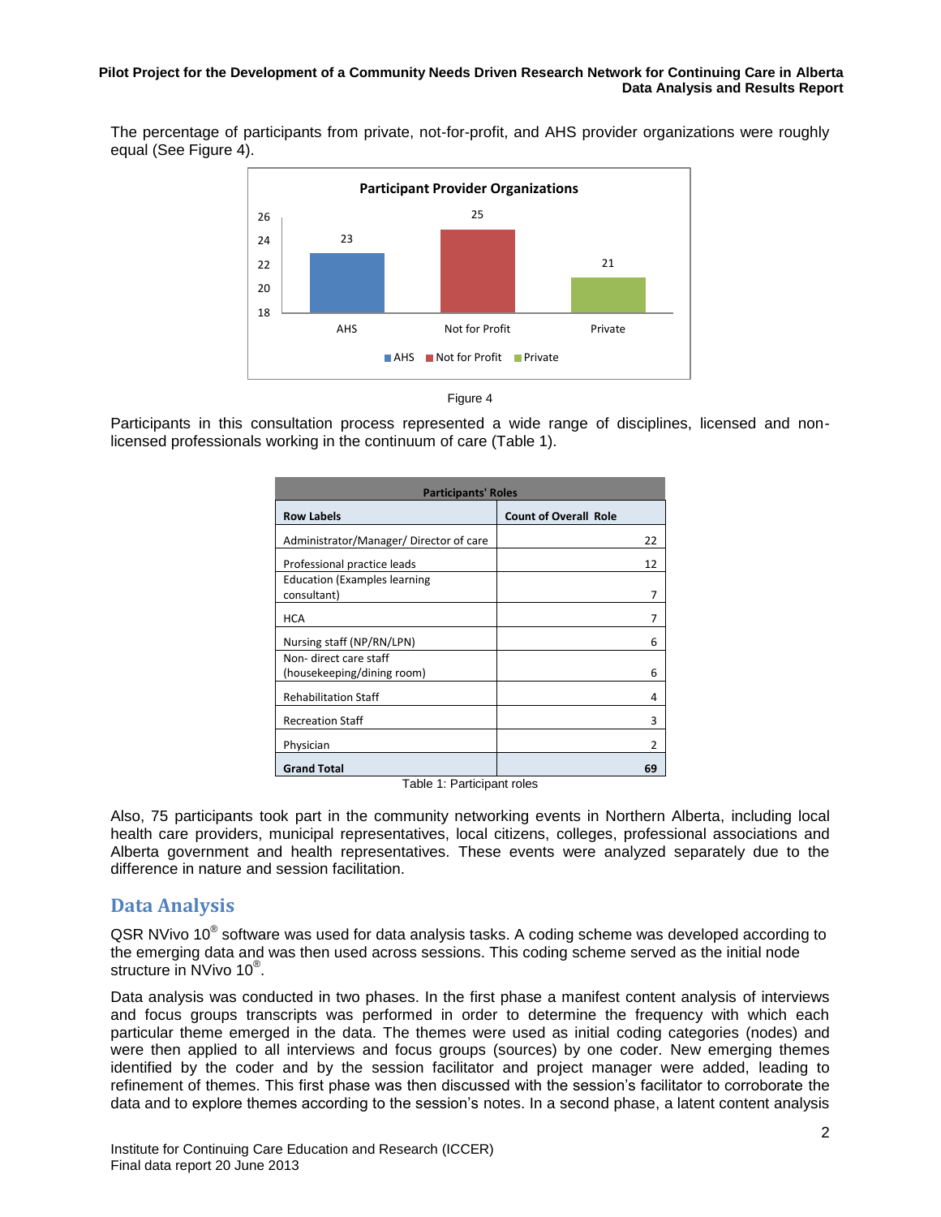The percentage of participants from private, not-for-profit, and AHS provider organizations were roughly equal (See Figure 4).

Figure 4

Participants in this consultation process represented a wide range of disciplines, licensed and non-licensed professionals working in the continuum of care (Table 1).

| Participants' Roles | |
|---|---|
| **Row Labels** | **Count of Overall Role** |
| Administrator/Manager/ Director of care | 22 |
| Professional practice leads | 12 |
| Education (Examples learning consultant) | 7 |
| HCA | 7 |
| Nursing staff (NP/RN/LPN) | 6 |
| Non- direct care staff (housekeeping/dining room) | 6 |
| Rehabilitation Staff | 4 |
| Recreation Staff | 3 |
| Physician | 2 |
| **Grand Total** | **69** |

Table 1: Participant roles

Also, 75 participants took part in the community networking events in Northern Alberta, including local health care providers, municipal representatives, local citizens, colleges, professional associations and Alberta government and health representatives. These events were analyzed separately due to the difference in nature and session facilitation.

## Data Analysis

QSR NVivo 10® software was used for data analysis tasks. A coding scheme was developed according to the emerging data and was then used across sessions. This coding scheme served as the initial node structure in NVivo 10®.

Data analysis was conducted in two phases. In the first phase a manifest content analysis of interviews and focus groups transcripts was performed in order to determine the frequency with which each particular theme emerged in the data. The themes were used as initial coding categories (nodes) and were then applied to all interviews and focus groups (sources) by one coder. New emerging themes identified by the coder and by the session facilitator and project manager were added, leading to refinement of themes. This first phase was then discussed with the session's facilitator to corroborate the data and to explore themes according to the session's notes. In a second phase, a latent content analysis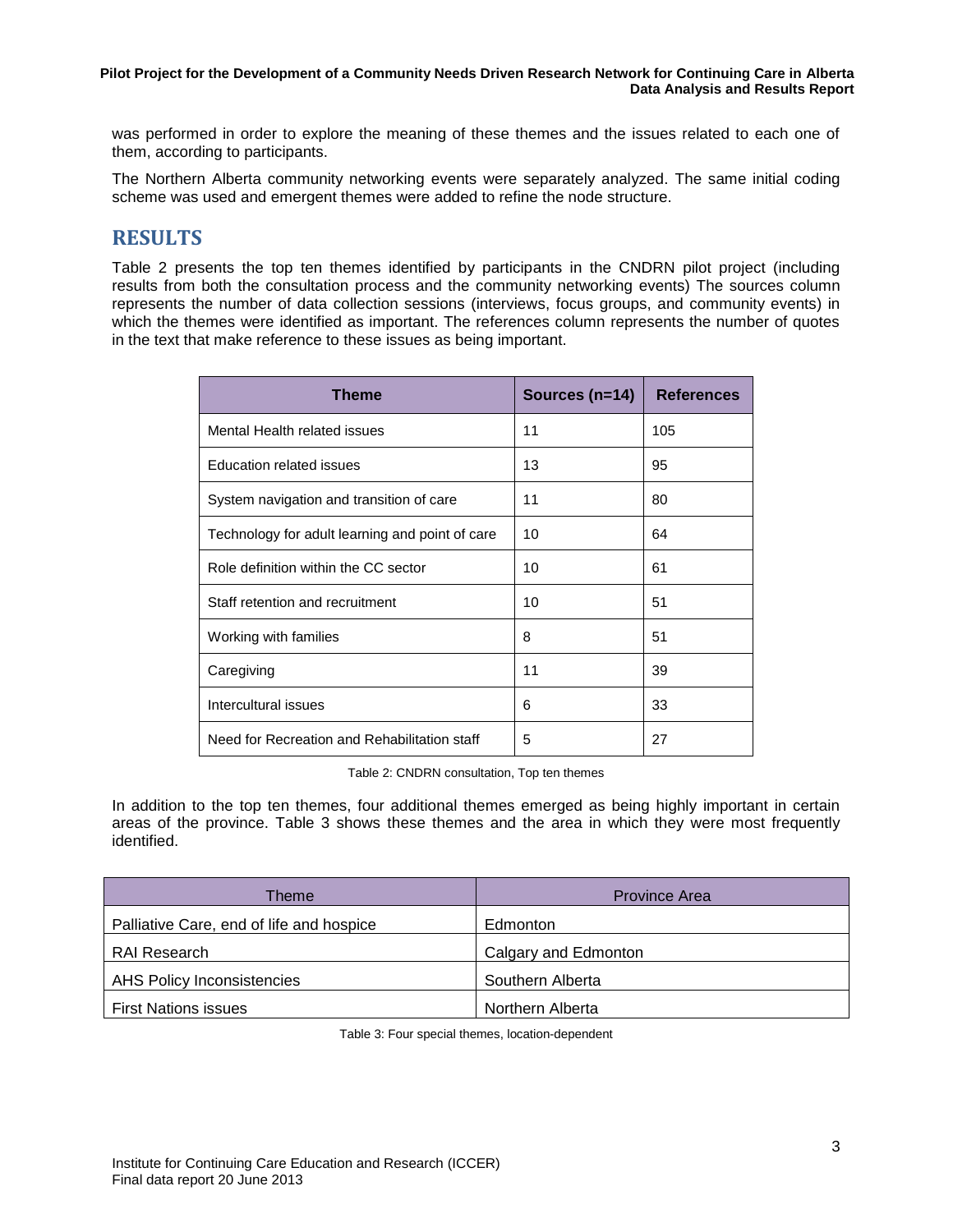was performed in order to explore the meaning of these themes and the issues related to each one of them, according to participants.

The Northern Alberta community networking events were separately analyzed. The same initial coding scheme was used and emergent themes were added to refine the node structure.

## RESULTS

Table 2 presents the top ten themes identified by participants in the CNDRN pilot project (including results from both the consultation process and the community networking events) The sources column represents the number of data collection sessions (interviews, focus groups, and community events) in which the themes were identified as important. The references column represents the number of quotes in the text that make reference to these issues as being important.

| Theme | Sources (n=14) | References |
|---|---|---|
| Mental Health related issues | 11 | 105 |
| Education related issues | 13 | 95 |
| System navigation and transition of care | 11 | 80 |
| Technology for adult learning and point of care | 10 | 64 |
| Role definition within the CC sector | 10 | 61 |
| Staff retention and recruitment | 10 | 51 |
| Working with families | 8 | 51 |
| Caregiving | 11 | 39 |
| Intercultural issues | 6 | 33 |
| Need for Recreation and Rehabilitation staff | 5 | 27 |

Table 2: CNDRN consultation, Top ten themes

In addition to the top ten themes, four additional themes emerged as being highly important in certain areas of the province. Table 3 shows these themes and the area in which they were most frequently identified.

| Theme | Province Area |
|---|---|
| Palliative Care, end of life and hospice | Edmonton |
| RAI Research | Calgary and Edmonton |
| AHS Policy Inconsistencies | Southern Alberta |
| First Nations issues | Northern Alberta |

Table 3: Four special themes, location-dependent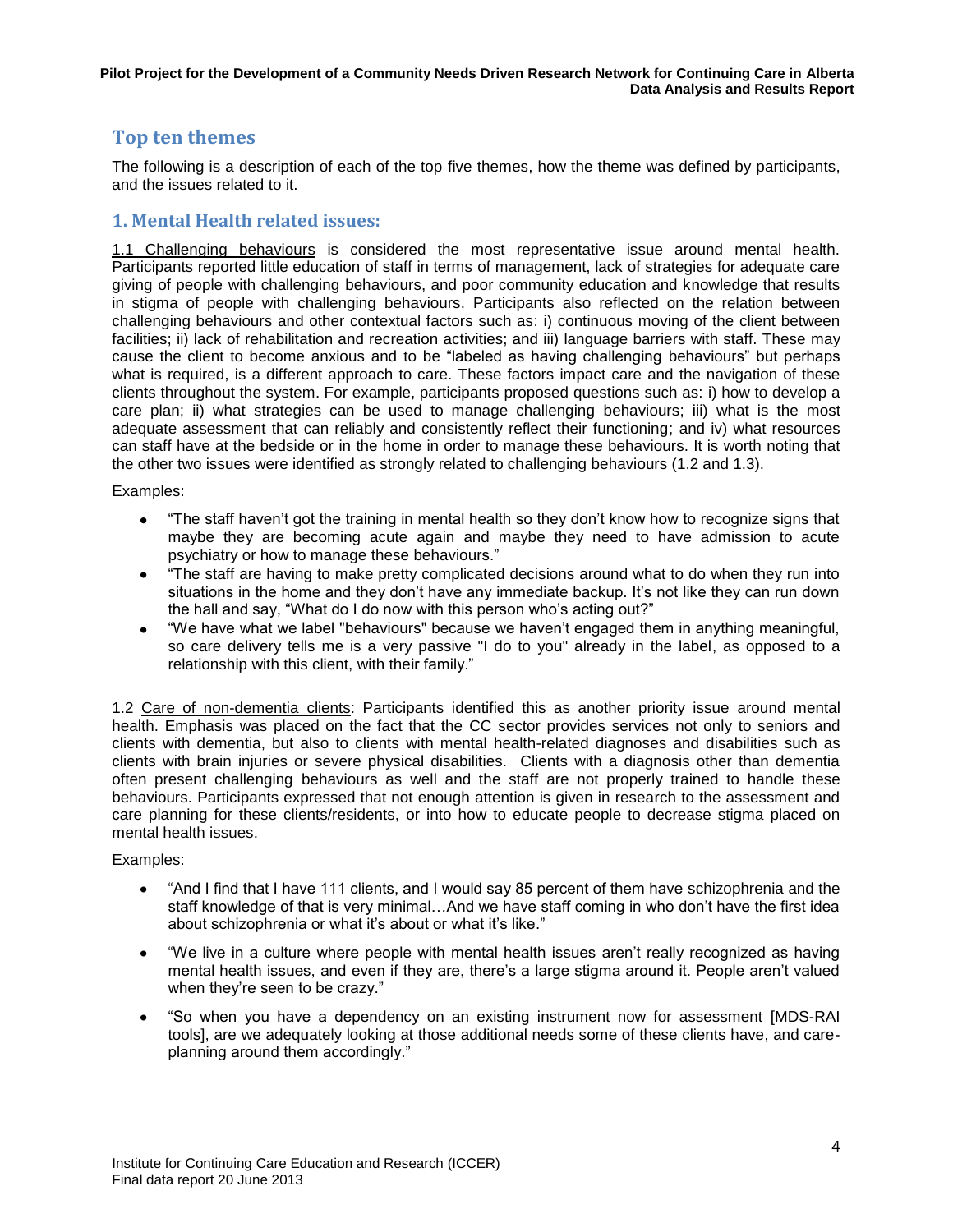## Top ten themes

The following is a description of each of the top five themes, how the theme was defined by participants, and the issues related to it.

### 1. Mental Health related issues:

1.1 Challenging behaviours is considered the most representative issue around mental health. Participants reported little education of staff in terms of management, lack of strategies for adequate care giving of people with challenging behaviours, and poor community education and knowledge that results in stigma of people with challenging behaviours. Participants also reflected on the relation between challenging behaviours and other contextual factors such as: i) continuous moving of the client between facilities; ii) lack of rehabilitation and recreation activities; and iii) language barriers with staff. These may cause the client to become anxious and to be "labeled as having challenging behaviours" but perhaps what is required, is a different approach to care. These factors impact care and the navigation of these clients throughout the system. For example, participants proposed questions such as: i) how to develop a care plan; ii) what strategies can be used to manage challenging behaviours; iii) what is the most adequate assessment that can reliably and consistently reflect their functioning; and iv) what resources can staff have at the bedside or in the home in order to manage these behaviours. It is worth noting that the other two issues were identified as strongly related to challenging behaviours (1.2 and 1.3).

Examples:

- "The staff haven't got the training in mental health so they don't know how to recognize signs that maybe they are becoming acute again and maybe they need to have admission to acute psychiatry or how to manage these behaviours."
- "The staff are having to make pretty complicated decisions around what to do when they run into situations in the home and they don't have any immediate backup. It's not like they can run down the hall and say, "What do I do now with this person who's acting out?"
- "We have what we label "behaviours" because we haven't engaged them in anything meaningful, so care delivery tells me is a very passive "I do to you" already in the label, as opposed to a relationship with this client, with their family."

1.2 Care of non-dementia clients: Participants identified this as another priority issue around mental health. Emphasis was placed on the fact that the CC sector provides services not only to seniors and clients with dementia, but also to clients with mental health-related diagnoses and disabilities such as clients with brain injuries or severe physical disabilities. Clients with a diagnosis other than dementia often present challenging behaviours as well and the staff are not properly trained to handle these behaviours. Participants expressed that not enough attention is given in research to the assessment and care planning for these clients/residents, or into how to educate people to decrease stigma placed on mental health issues.

Examples:

- "And I find that I have 111 clients, and I would say 85 percent of them have schizophrenia and the staff knowledge of that is very minimal…And we have staff coming in who don't have the first idea about schizophrenia or what it's about or what it's like."
- "We live in a culture where people with mental health issues aren't really recognized as having mental health issues, and even if they are, there's a large stigma around it. People aren't valued when they're seen to be crazy."
- "So when you have a dependency on an existing instrument now for assessment [MDS-RAI tools], are we adequately looking at those additional needs some of these clients have, and care-planning around them accordingly."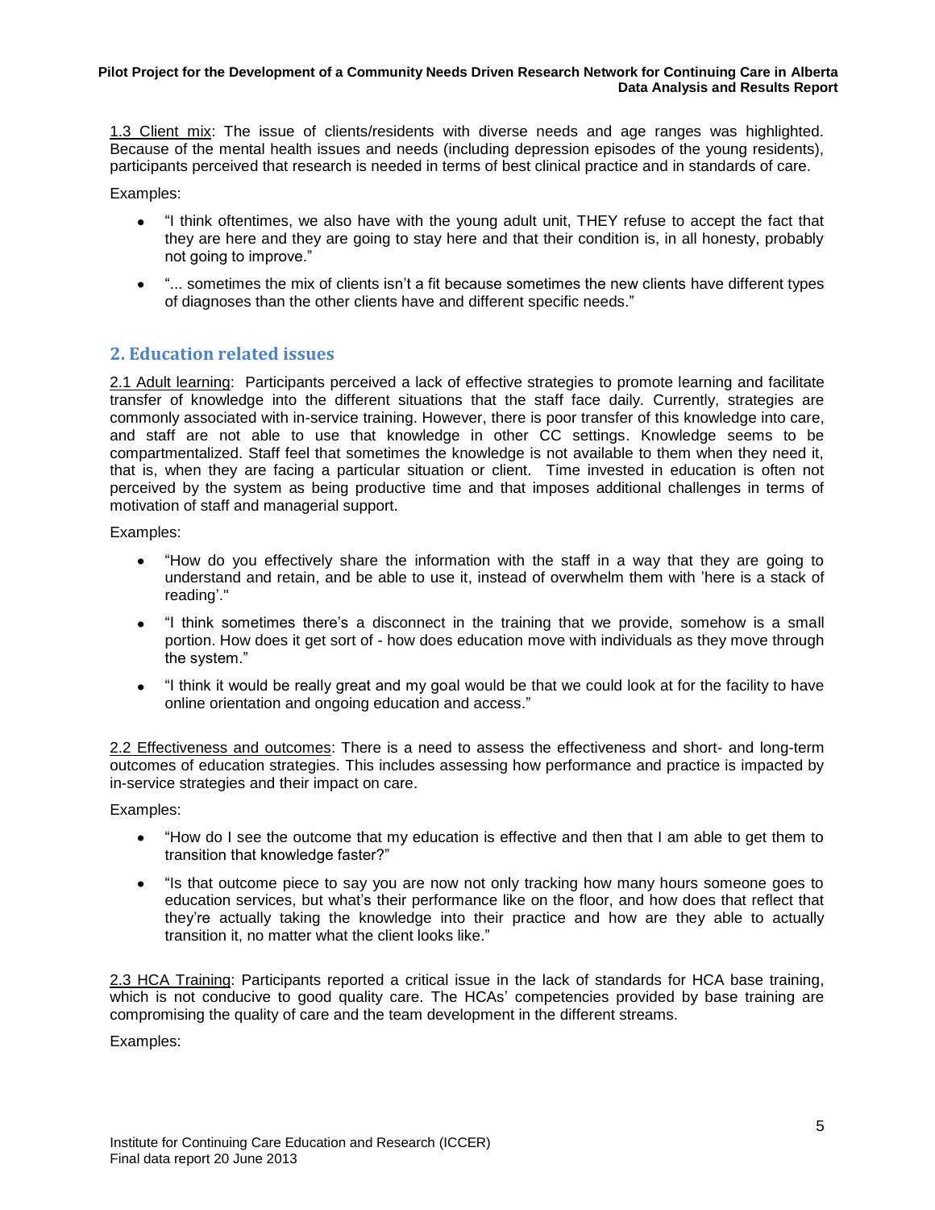1.3 Client mix: The issue of clients/residents with diverse needs and age ranges was highlighted. Because of the mental health issues and needs (including depression episodes of the young residents), participants perceived that research is needed in terms of best clinical practice and in standards of care.

Examples:

- "I think oftentimes, we also have with the young adult unit, THEY refuse to accept the fact that they are here and they are going to stay here and that their condition is, in all honesty, probably not going to improve."
- "... sometimes the mix of clients isn't a fit because sometimes the new clients have different types of diagnoses than the other clients have and different specific needs."

## 2. Education related issues

2.1 Adult learning: Participants perceived a lack of effective strategies to promote learning and facilitate transfer of knowledge into the different situations that the staff face daily. Currently, strategies are commonly associated with in-service training. However, there is poor transfer of this knowledge into care, and staff are not able to use that knowledge in other CC settings. Knowledge seems to be compartmentalized. Staff feel that sometimes the knowledge is not available to them when they need it, that is, when they are facing a particular situation or client. Time invested in education is often not perceived by the system as being productive time and that imposes additional challenges in terms of motivation of staff and managerial support.

Examples:

- "How do you effectively share the information with the staff in a way that they are going to understand and retain, and be able to use it, instead of overwhelm them with 'here is a stack of reading'."
- "I think sometimes there's a disconnect in the training that we provide, somehow is a small portion. How does it get sort of - how does education move with individuals as they move through the system."
- "I think it would be really great and my goal would be that we could look at for the facility to have online orientation and ongoing education and access."

2.2 Effectiveness and outcomes: There is a need to assess the effectiveness and short- and long-term outcomes of education strategies. This includes assessing how performance and practice is impacted by in-service strategies and their impact on care.

Examples:

- "How do I see the outcome that my education is effective and then that I am able to get them to transition that knowledge faster?"
- "Is that outcome piece to say you are now not only tracking how many hours someone goes to education services, but what's their performance like on the floor, and how does that reflect that they're actually taking the knowledge into their practice and how are they able to actually transition it, no matter what the client looks like."

2.3 HCA Training: Participants reported a critical issue in the lack of standards for HCA base training, which is not conducive to good quality care. The HCAs' competencies provided by base training are compromising the quality of care and the team development in the different streams.

Examples: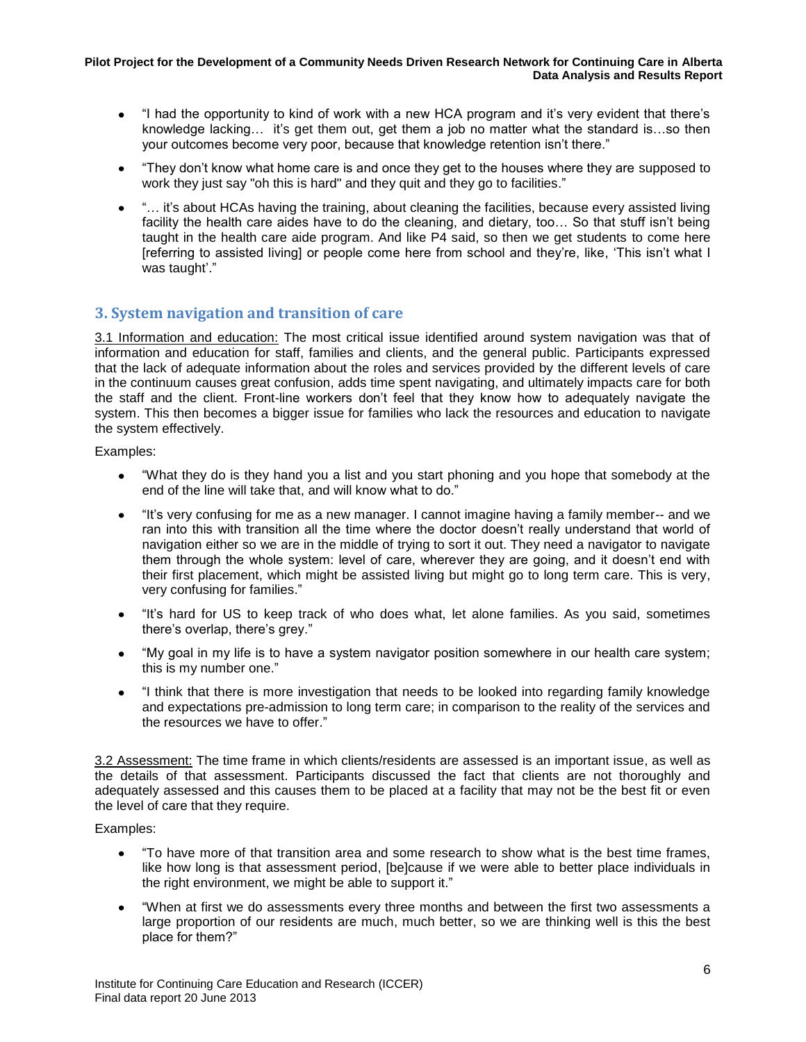- "I had the opportunity to kind of work with a new HCA program and it's very evident that there's knowledge lacking… it's get them out, get them a job no matter what the standard is…so then your outcomes become very poor, because that knowledge retention isn't there."
- "They don't know what home care is and once they get to the houses where they are supposed to work they just say "oh this is hard" and they quit and they go to facilities."
- "… it's about HCAs having the training, about cleaning the facilities, because every assisted living facility the health care aides have to do the cleaning, and dietary, too… So that stuff isn't being taught in the health care aide program. And like P4 said, so then we get students to come here [referring to assisted living] or people come here from school and they're, like, 'This isn't what I was taught'."

## 3. System navigation and transition of care

3.1 Information and education: The most critical issue identified around system navigation was that of information and education for staff, families and clients, and the general public. Participants expressed that the lack of adequate information about the roles and services provided by the different levels of care in the continuum causes great confusion, adds time spent navigating, and ultimately impacts care for both the staff and the client. Front-line workers don't feel that they know how to adequately navigate the system. This then becomes a bigger issue for families who lack the resources and education to navigate the system effectively.

Examples:

- "What they do is they hand you a list and you start phoning and you hope that somebody at the end of the line will take that, and will know what to do."
- "It's very confusing for me as a new manager. I cannot imagine having a family member-- and we ran into this with transition all the time where the doctor doesn't really understand that world of navigation either so we are in the middle of trying to sort it out. They need a navigator to navigate them through the whole system: level of care, wherever they are going, and it doesn't end with their first placement, which might be assisted living but might go to long term care. This is very, very confusing for families."
- "It's hard for US to keep track of who does what, let alone families. As you said, sometimes there's overlap, there's grey."
- "My goal in my life is to have a system navigator position somewhere in our health care system; this is my number one."
- "I think that there is more investigation that needs to be looked into regarding family knowledge and expectations pre-admission to long term care; in comparison to the reality of the services and the resources we have to offer."

3.2 Assessment: The time frame in which clients/residents are assessed is an important issue, as well as the details of that assessment. Participants discussed the fact that clients are not thoroughly and adequately assessed and this causes them to be placed at a facility that may not be the best fit or even the level of care that they require.

Examples:

- "To have more of that transition area and some research to show what is the best time frames, like how long is that assessment period, [be]cause if we were able to better place individuals in the right environment, we might be able to support it."
- "When at first we do assessments every three months and between the first two assessments a large proportion of our residents are much, much better, so we are thinking well is this the best place for them?"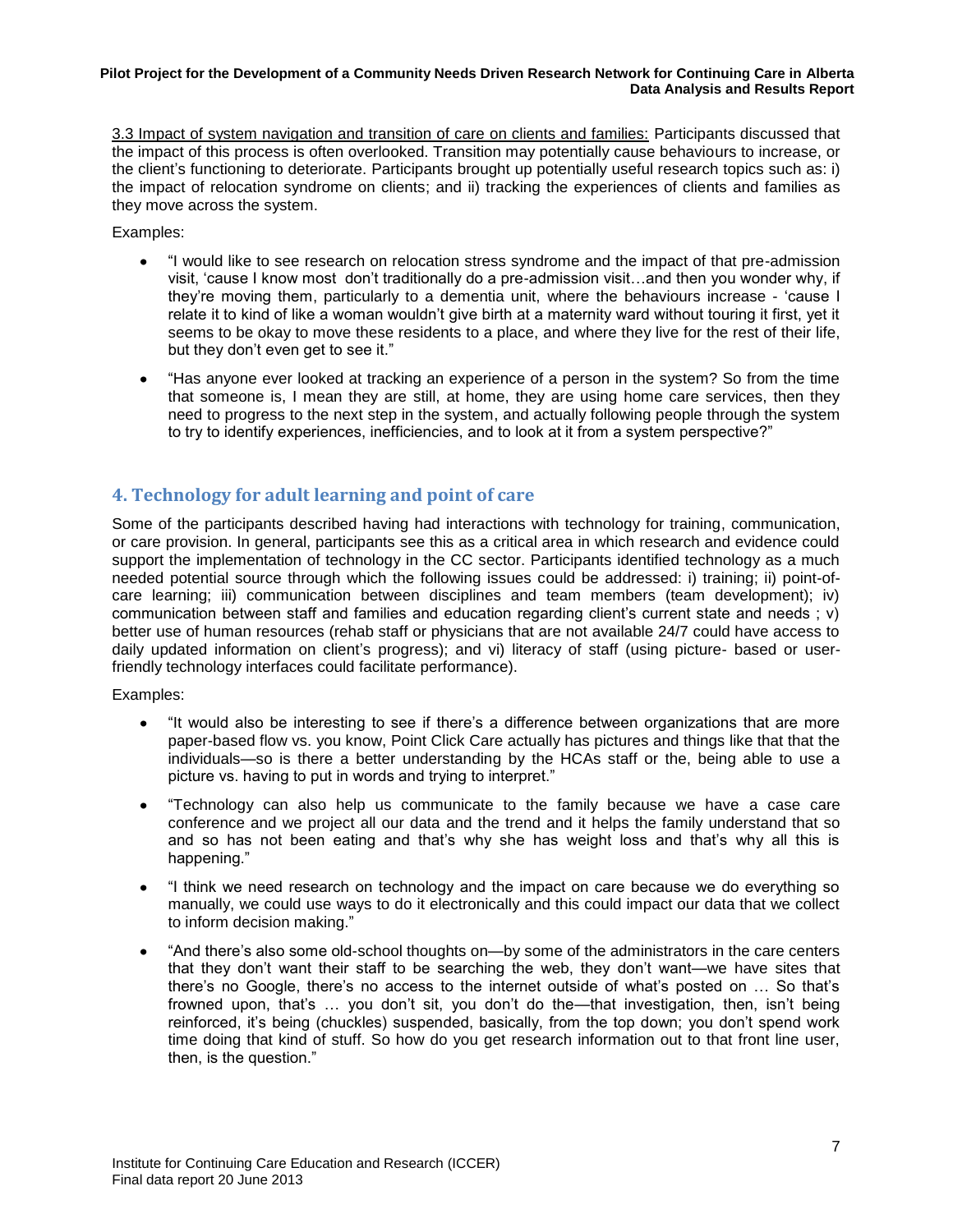3.3 Impact of system navigation and transition of care on clients and families: Participants discussed that the impact of this process is often overlooked. Transition may potentially cause behaviours to increase, or the client's functioning to deteriorate. Participants brought up potentially useful research topics such as: i) the impact of relocation syndrome on clients; and ii) tracking the experiences of clients and families as they move across the system.

Examples:

- "I would like to see research on relocation stress syndrome and the impact of that pre-admission visit, 'cause I know most don't traditionally do a pre-admission visit…and then you wonder why, if they're moving them, particularly to a dementia unit, where the behaviours increase - 'cause I relate it to kind of like a woman wouldn't give birth at a maternity ward without touring it first, yet it seems to be okay to move these residents to a place, and where they live for the rest of their life, but they don't even get to see it."
- "Has anyone ever looked at tracking an experience of a person in the system? So from the time that someone is, I mean they are still, at home, they are using home care services, then they need to progress to the next step in the system, and actually following people through the system to try to identify experiences, inefficiencies, and to look at it from a system perspective?"

## 4. Technology for adult learning and point of care

Some of the participants described having had interactions with technology for training, communication, or care provision. In general, participants see this as a critical area in which research and evidence could support the implementation of technology in the CC sector. Participants identified technology as a much needed potential source through which the following issues could be addressed: i) training; ii) point-of-care learning; iii) communication between disciplines and team members (team development); iv) communication between staff and families and education regarding client's current state and needs ; v) better use of human resources (rehab staff or physicians that are not available 24/7 could have access to daily updated information on client's progress); and vi) literacy of staff (using picture- based or user-friendly technology interfaces could facilitate performance).

Examples:

- "It would also be interesting to see if there's a difference between organizations that are more paper-based flow vs. you know, Point Click Care actually has pictures and things like that that the individuals—so is there a better understanding by the HCAs staff or the, being able to use a picture vs. having to put in words and trying to interpret."
- "Technology can also help us communicate to the family because we have a case care conference and we project all our data and the trend and it helps the family understand that so and so has not been eating and that's why she has weight loss and that's why all this is happening."
- "I think we need research on technology and the impact on care because we do everything so manually, we could use ways to do it electronically and this could impact our data that we collect to inform decision making."
- "And there's also some old-school thoughts on—by some of the administrators in the care centers that they don't want their staff to be searching the web, they don't want—we have sites that there's no Google, there's no access to the internet outside of what's posted on … So that's frowned upon, that's … you don't sit, you don't do the—that investigation, then, isn't being reinforced, it's being (chuckles) suspended, basically, from the top down; you don't spend work time doing that kind of stuff. So how do you get research information out to that front line user, then, is the question."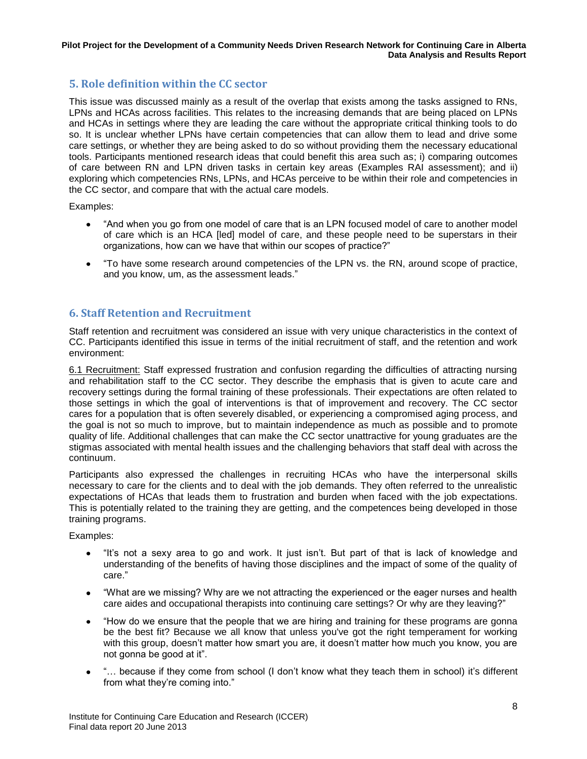## 5. Role definition within the CC sector

This issue was discussed mainly as a result of the overlap that exists among the tasks assigned to RNs, LPNs and HCAs across facilities. This relates to the increasing demands that are being placed on LPNs and HCAs in settings where they are leading the care without the appropriate critical thinking tools to do so. It is unclear whether LPNs have certain competencies that can allow them to lead and drive some care settings, or whether they are being asked to do so without providing them the necessary educational tools. Participants mentioned research ideas that could benefit this area such as; i) comparing outcomes of care between RN and LPN driven tasks in certain key areas (Examples RAI assessment); and ii) exploring which competencies RNs, LPNs, and HCAs perceive to be within their role and competencies in the CC sector, and compare that with the actual care models.

Examples:

- "And when you go from one model of care that is an LPN focused model of care to another model of care which is an HCA [led] model of care, and these people need to be superstars in their organizations, how can we have that within our scopes of practice?"
- "To have some research around competencies of the LPN vs. the RN, around scope of practice, and you know, um, as the assessment leads."

## 6. Staff Retention and Recruitment

Staff retention and recruitment was considered an issue with very unique characteristics in the context of CC. Participants identified this issue in terms of the initial recruitment of staff, and the retention and work environment:

6.1 Recruitment: Staff expressed frustration and confusion regarding the difficulties of attracting nursing and rehabilitation staff to the CC sector. They describe the emphasis that is given to acute care and recovery settings during the formal training of these professionals. Their expectations are often related to those settings in which the goal of interventions is that of improvement and recovery. The CC sector cares for a population that is often severely disabled, or experiencing a compromised aging process, and the goal is not so much to improve, but to maintain independence as much as possible and to promote quality of life. Additional challenges that can make the CC sector unattractive for young graduates are the stigmas associated with mental health issues and the challenging behaviors that staff deal with across the continuum.

Participants also expressed the challenges in recruiting HCAs who have the interpersonal skills necessary to care for the clients and to deal with the job demands. They often referred to the unrealistic expectations of HCAs that leads them to frustration and burden when faced with the job expectations. This is potentially related to the training they are getting, and the competences being developed in those training programs.

Examples:

- "It's not a sexy area to go and work. It just isn't. But part of that is lack of knowledge and understanding of the benefits of having those disciplines and the impact of some of the quality of care."
- "What are we missing? Why are we not attracting the experienced or the eager nurses and health care aides and occupational therapists into continuing care settings? Or why are they leaving?"
- "How do we ensure that the people that we are hiring and training for these programs are gonna be the best fit? Because we all know that unless you've got the right temperament for working with this group, doesn't matter how smart you are, it doesn't matter how much you know, you are not gonna be good at it".
- "… because if they come from school (I don't know what they teach them in school) it's different from what they're coming into."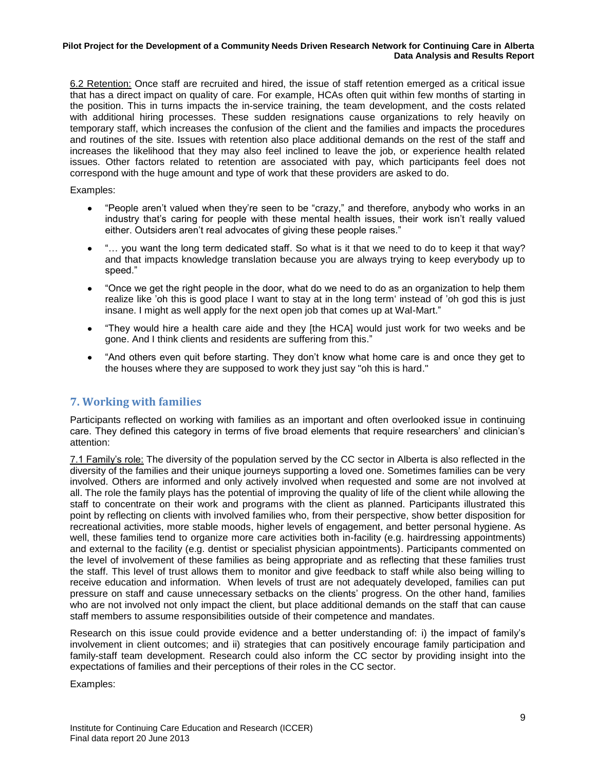<u>6.2 Retention:</u> Once staff are recruited and hired, the issue of staff retention emerged as a critical issue that has a direct impact on quality of care. For example, HCAs often quit within few months of starting in the position. This in turns impacts the in-service training, the team development, and the costs related with additional hiring processes. These sudden resignations cause organizations to rely heavily on temporary staff, which increases the confusion of the client and the families and impacts the procedures and routines of the site. Issues with retention also place additional demands on the rest of the staff and increases the likelihood that they may also feel inclined to leave the job, or experience health related issues. Other factors related to retention are associated with pay, which participants feel does not correspond with the huge amount and type of work that these providers are asked to do.

Examples:

- "People aren't valued when they're seen to be "crazy," and therefore, anybody who works in an industry that's caring for people with these mental health issues, their work isn't really valued either. Outsiders aren't real advocates of giving these people raises."
- "… you want the long term dedicated staff. So what is it that we need to do to keep it that way? and that impacts knowledge translation because you are always trying to keep everybody up to speed."
- "Once we get the right people in the door, what do we need to do as an organization to help them realize like 'oh this is good place I want to stay at in the long term' instead of 'oh god this is just insane. I might as well apply for the next open job that comes up at Wal-Mart."
- "They would hire a health care aide and they [the HCA] would just work for two weeks and be gone. And I think clients and residents are suffering from this."
- "And others even quit before starting. They don't know what home care is and once they get to the houses where they are supposed to work they just say "oh this is hard."

## 7. Working with families

Participants reflected on working with families as an important and often overlooked issue in continuing care. They defined this category in terms of five broad elements that require researchers' and clinician's attention:

<u>7.1 Family's role:</u> The diversity of the population served by the CC sector in Alberta is also reflected in the diversity of the families and their unique journeys supporting a loved one. Sometimes families can be very involved. Others are informed and only actively involved when requested and some are not involved at all. The role the family plays has the potential of improving the quality of life of the client while allowing the staff to concentrate on their work and programs with the client as planned. Participants illustrated this point by reflecting on clients with involved families who, from their perspective, show better disposition for recreational activities, more stable moods, higher levels of engagement, and better personal hygiene. As well, these families tend to organize more care activities both in-facility (e.g. hairdressing appointments) and external to the facility (e.g. dentist or specialist physician appointments). Participants commented on the level of involvement of these families as being appropriate and as reflecting that these families trust the staff. This level of trust allows them to monitor and give feedback to staff while also being willing to receive education and information. When levels of trust are not adequately developed, families can put pressure on staff and cause unnecessary setbacks on the clients' progress. On the other hand, families who are not involved not only impact the client, but place additional demands on the staff that can cause staff members to assume responsibilities outside of their competence and mandates.

Research on this issue could provide evidence and a better understanding of: i) the impact of family's involvement in client outcomes; and ii) strategies that can positively encourage family participation and family-staff team development. Research could also inform the CC sector by providing insight into the expectations of families and their perceptions of their roles in the CC sector.

Examples: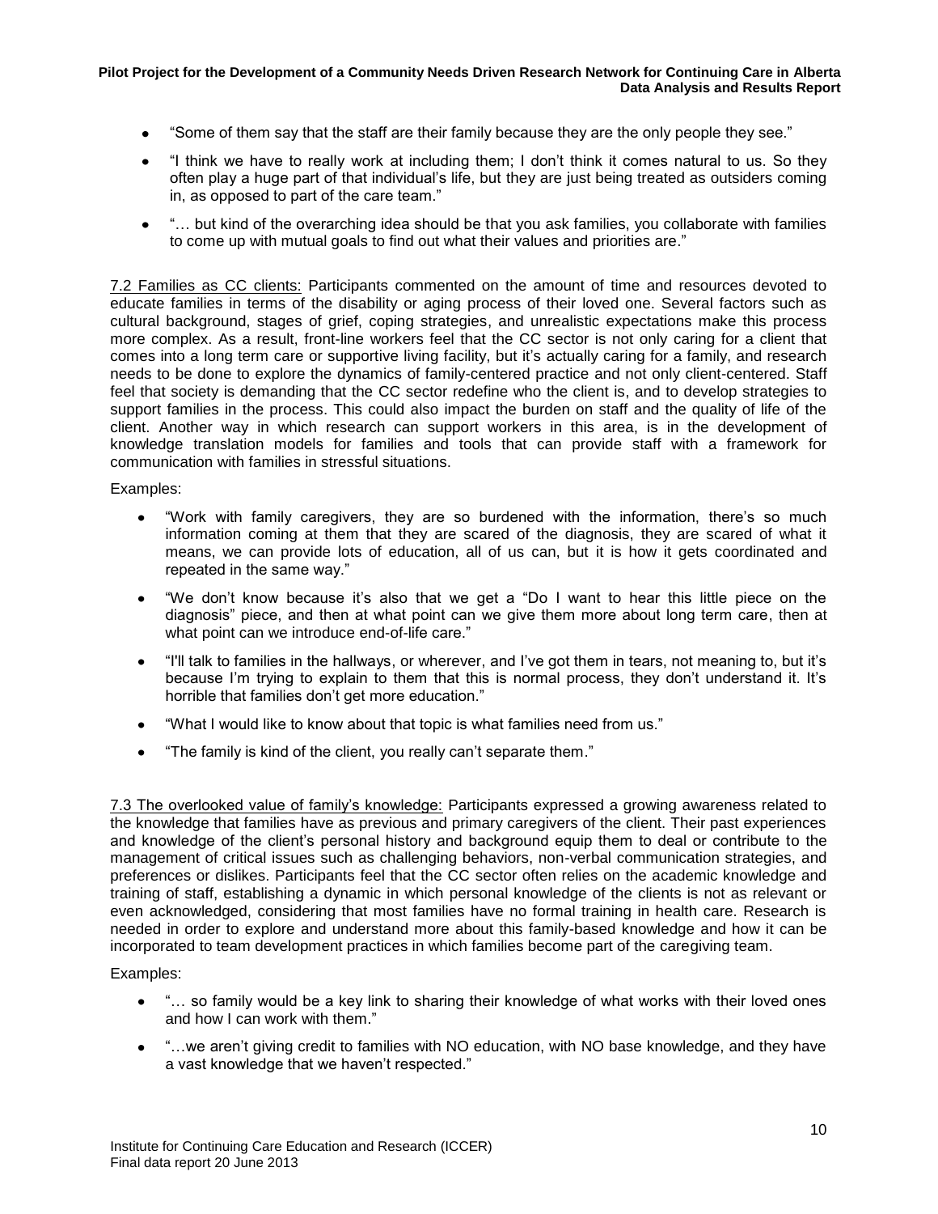- "Some of them say that the staff are their family because they are the only people they see."
- "I think we have to really work at including them; I don't think it comes natural to us. So they often play a huge part of that individual's life, but they are just being treated as outsiders coming in, as opposed to part of the care team."
- "… but kind of the overarching idea should be that you ask families, you collaborate with families to come up with mutual goals to find out what their values and priorities are."

7.2 Families as CC clients: Participants commented on the amount of time and resources devoted to educate families in terms of the disability or aging process of their loved one. Several factors such as cultural background, stages of grief, coping strategies, and unrealistic expectations make this process more complex. As a result, front-line workers feel that the CC sector is not only caring for a client that comes into a long term care or supportive living facility, but it's actually caring for a family, and research needs to be done to explore the dynamics of family-centered practice and not only client-centered. Staff feel that society is demanding that the CC sector redefine who the client is, and to develop strategies to support families in the process. This could also impact the burden on staff and the quality of life of the client. Another way in which research can support workers in this area, is in the development of knowledge translation models for families and tools that can provide staff with a framework for communication with families in stressful situations.

Examples:

- "Work with family caregivers, they are so burdened with the information, there's so much information coming at them that they are scared of the diagnosis, they are scared of what it means, we can provide lots of education, all of us can, but it is how it gets coordinated and repeated in the same way."
- "We don't know because it's also that we get a "Do I want to hear this little piece on the diagnosis" piece, and then at what point can we give them more about long term care, then at what point can we introduce end-of-life care."
- "I'll talk to families in the hallways, or wherever, and I've got them in tears, not meaning to, but it's because I'm trying to explain to them that this is normal process, they don't understand it. It's horrible that families don't get more education."
- "What I would like to know about that topic is what families need from us."
- "The family is kind of the client, you really can't separate them."

7.3 The overlooked value of family's knowledge: Participants expressed a growing awareness related to the knowledge that families have as previous and primary caregivers of the client. Their past experiences and knowledge of the client's personal history and background equip them to deal or contribute to the management of critical issues such as challenging behaviors, non-verbal communication strategies, and preferences or dislikes. Participants feel that the CC sector often relies on the academic knowledge and training of staff, establishing a dynamic in which personal knowledge of the clients is not as relevant or even acknowledged, considering that most families have no formal training in health care. Research is needed in order to explore and understand more about this family-based knowledge and how it can be incorporated to team development practices in which families become part of the caregiving team.

Examples:

- "… so family would be a key link to sharing their knowledge of what works with their loved ones and how I can work with them."
- "…we aren't giving credit to families with NO education, with NO base knowledge, and they have a vast knowledge that we haven't respected."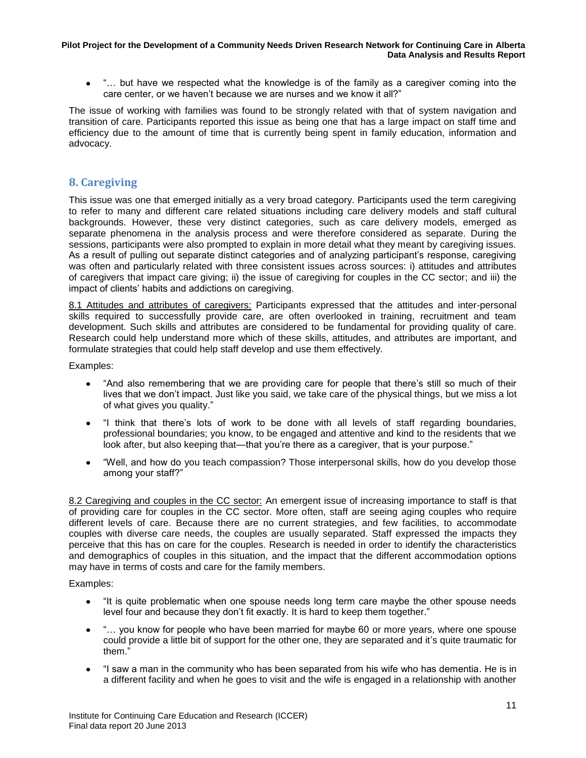- "… but have we respected what the knowledge is of the family as a caregiver coming into the care center, or we haven't because we are nurses and we know it all?"

The issue of working with families was found to be strongly related with that of system navigation and transition of care. Participants reported this issue as being one that has a large impact on staff time and efficiency due to the amount of time that is currently being spent in family education, information and advocacy.

## 8. Caregiving

This issue was one that emerged initially as a very broad category. Participants used the term caregiving to refer to many and different care related situations including care delivery models and staff cultural backgrounds. However, these very distinct categories, such as care delivery models, emerged as separate phenomena in the analysis process and were therefore considered as separate. During the sessions, participants were also prompted to explain in more detail what they meant by caregiving issues. As a result of pulling out separate distinct categories and of analyzing participant's response, caregiving was often and particularly related with three consistent issues across sources: i) attitudes and attributes of caregivers that impact care giving; ii) the issue of caregiving for couples in the CC sector; and iii) the impact of clients' habits and addictions on caregiving.

8.1 Attitudes and attributes of caregivers: Participants expressed that the attitudes and inter-personal skills required to successfully provide care, are often overlooked in training, recruitment and team development. Such skills and attributes are considered to be fundamental for providing quality of care. Research could help understand more which of these skills, attitudes, and attributes are important, and formulate strategies that could help staff develop and use them effectively.

Examples:

- "And also remembering that we are providing care for people that there's still so much of their lives that we don't impact. Just like you said, we take care of the physical things, but we miss a lot of what gives you quality."
- "I think that there's lots of work to be done with all levels of staff regarding boundaries, professional boundaries; you know, to be engaged and attentive and kind to the residents that we look after, but also keeping that—that you're there as a caregiver, that is your purpose."
- "Well, and how do you teach compassion? Those interpersonal skills, how do you develop those among your staff?"

8.2 Caregiving and couples in the CC sector: An emergent issue of increasing importance to staff is that of providing care for couples in the CC sector. More often, staff are seeing aging couples who require different levels of care. Because there are no current strategies, and few facilities, to accommodate couples with diverse care needs, the couples are usually separated. Staff expressed the impacts they perceive that this has on care for the couples. Research is needed in order to identify the characteristics and demographics of couples in this situation, and the impact that the different accommodation options may have in terms of costs and care for the family members.

Examples:

- "It is quite problematic when one spouse needs long term care maybe the other spouse needs level four and because they don't fit exactly. It is hard to keep them together."
- "… you know for people who have been married for maybe 60 or more years, where one spouse could provide a little bit of support for the other one, they are separated and it's quite traumatic for them."
- "I saw a man in the community who has been separated from his wife who has dementia. He is in a different facility and when he goes to visit and the wife is engaged in a relationship with another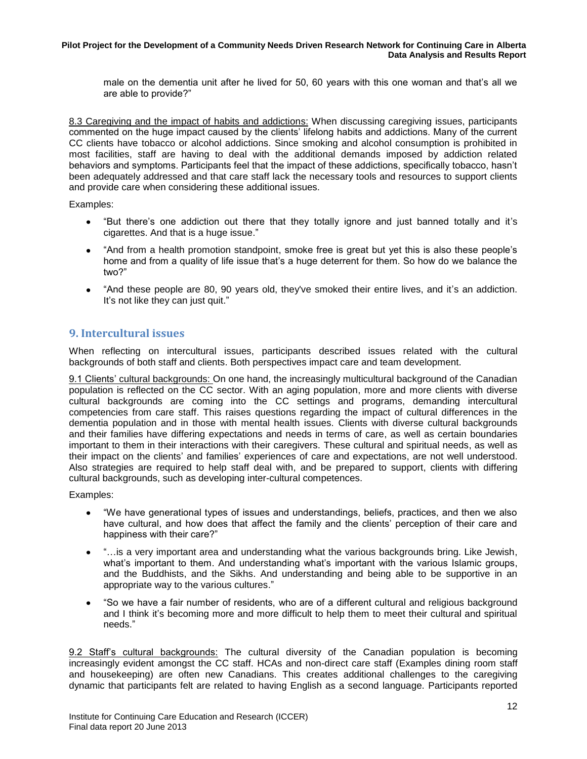male on the dementia unit after he lived for 50, 60 years with this one woman and that's all we are able to provide?"

8.3 Caregiving and the impact of habits and addictions: When discussing caregiving issues, participants commented on the huge impact caused by the clients' lifelong habits and addictions. Many of the current CC clients have tobacco or alcohol addictions. Since smoking and alcohol consumption is prohibited in most facilities, staff are having to deal with the additional demands imposed by addiction related behaviors and symptoms. Participants feel that the impact of these addictions, specifically tobacco, hasn't been adequately addressed and that care staff lack the necessary tools and resources to support clients and provide care when considering these additional issues.

Examples:

- "But there's one addiction out there that they totally ignore and just banned totally and it's cigarettes. And that is a huge issue."
- "And from a health promotion standpoint, smoke free is great but yet this is also these people's home and from a quality of life issue that's a huge deterrent for them. So how do we balance the two?"
- "And these people are 80, 90 years old, they've smoked their entire lives, and it's an addiction. It's not like they can just quit."

## 9. Intercultural issues

When reflecting on intercultural issues, participants described issues related with the cultural backgrounds of both staff and clients. Both perspectives impact care and team development.

9.1 Clients' cultural backgrounds: On one hand, the increasingly multicultural background of the Canadian population is reflected on the CC sector. With an aging population, more and more clients with diverse cultural backgrounds are coming into the CC settings and programs, demanding intercultural competencies from care staff. This raises questions regarding the impact of cultural differences in the dementia population and in those with mental health issues. Clients with diverse cultural backgrounds and their families have differing expectations and needs in terms of care, as well as certain boundaries important to them in their interactions with their caregivers. These cultural and spiritual needs, as well as their impact on the clients' and families' experiences of care and expectations, are not well understood. Also strategies are required to help staff deal with, and be prepared to support, clients with differing cultural backgrounds, such as developing inter-cultural competences.

Examples:

- "We have generational types of issues and understandings, beliefs, practices, and then we also have cultural, and how does that affect the family and the clients' perception of their care and happiness with their care?"
- "…is a very important area and understanding what the various backgrounds bring. Like Jewish, what's important to them. And understanding what's important with the various Islamic groups, and the Buddhists, and the Sikhs. And understanding and being able to be supportive in an appropriate way to the various cultures."
- "So we have a fair number of residents, who are of a different cultural and religious background and I think it's becoming more and more difficult to help them to meet their cultural and spiritual needs."

9.2 Staff's cultural backgrounds: The cultural diversity of the Canadian population is becoming increasingly evident amongst the CC staff. HCAs and non-direct care staff (Examples dining room staff and housekeeping) are often new Canadians. This creates additional challenges to the caregiving dynamic that participants felt are related to having English as a second language. Participants reported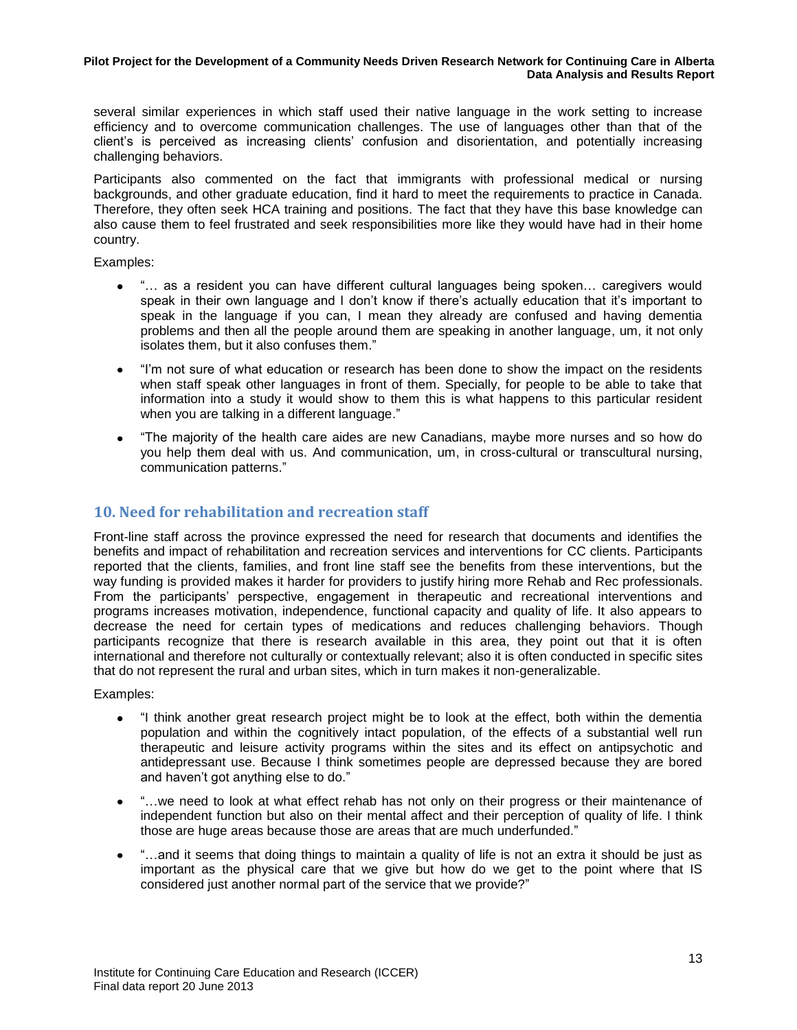several similar experiences in which staff used their native language in the work setting to increase efficiency and to overcome communication challenges. The use of languages other than that of the client's is perceived as increasing clients' confusion and disorientation, and potentially increasing challenging behaviors.

Participants also commented on the fact that immigrants with professional medical or nursing backgrounds, and other graduate education, find it hard to meet the requirements to practice in Canada. Therefore, they often seek HCA training and positions. The fact that they have this base knowledge can also cause them to feel frustrated and seek responsibilities more like they would have had in their home country.

Examples:

- "… as a resident you can have different cultural languages being spoken… caregivers would speak in their own language and I don't know if there's actually education that it's important to speak in the language if you can, I mean they already are confused and having dementia problems and then all the people around them are speaking in another language, um, it not only isolates them, but it also confuses them."
- "I'm not sure of what education or research has been done to show the impact on the residents when staff speak other languages in front of them. Specially, for people to be able to take that information into a study it would show to them this is what happens to this particular resident when you are talking in a different language."
- "The majority of the health care aides are new Canadians, maybe more nurses and so how do you help them deal with us. And communication, um, in cross-cultural or transcultural nursing, communication patterns."

## 10. Need for rehabilitation and recreation staff

Front-line staff across the province expressed the need for research that documents and identifies the benefits and impact of rehabilitation and recreation services and interventions for CC clients. Participants reported that the clients, families, and front line staff see the benefits from these interventions, but the way funding is provided makes it harder for providers to justify hiring more Rehab and Rec professionals. From the participants' perspective, engagement in therapeutic and recreational interventions and programs increases motivation, independence, functional capacity and quality of life. It also appears to decrease the need for certain types of medications and reduces challenging behaviors. Though participants recognize that there is research available in this area, they point out that it is often international and therefore not culturally or contextually relevant; also it is often conducted in specific sites that do not represent the rural and urban sites, which in turn makes it non-generalizable.

Examples:

- "I think another great research project might be to look at the effect, both within the dementia population and within the cognitively intact population, of the effects of a substantial well run therapeutic and leisure activity programs within the sites and its effect on antipsychotic and antidepressant use. Because I think sometimes people are depressed because they are bored and haven't got anything else to do."
- "…we need to look at what effect rehab has not only on their progress or their maintenance of independent function but also on their mental affect and their perception of quality of life. I think those are huge areas because those are areas that are much underfunded."
- "…and it seems that doing things to maintain a quality of life is not an extra it should be just as important as the physical care that we give but how do we get to the point where that IS considered just another normal part of the service that we provide?"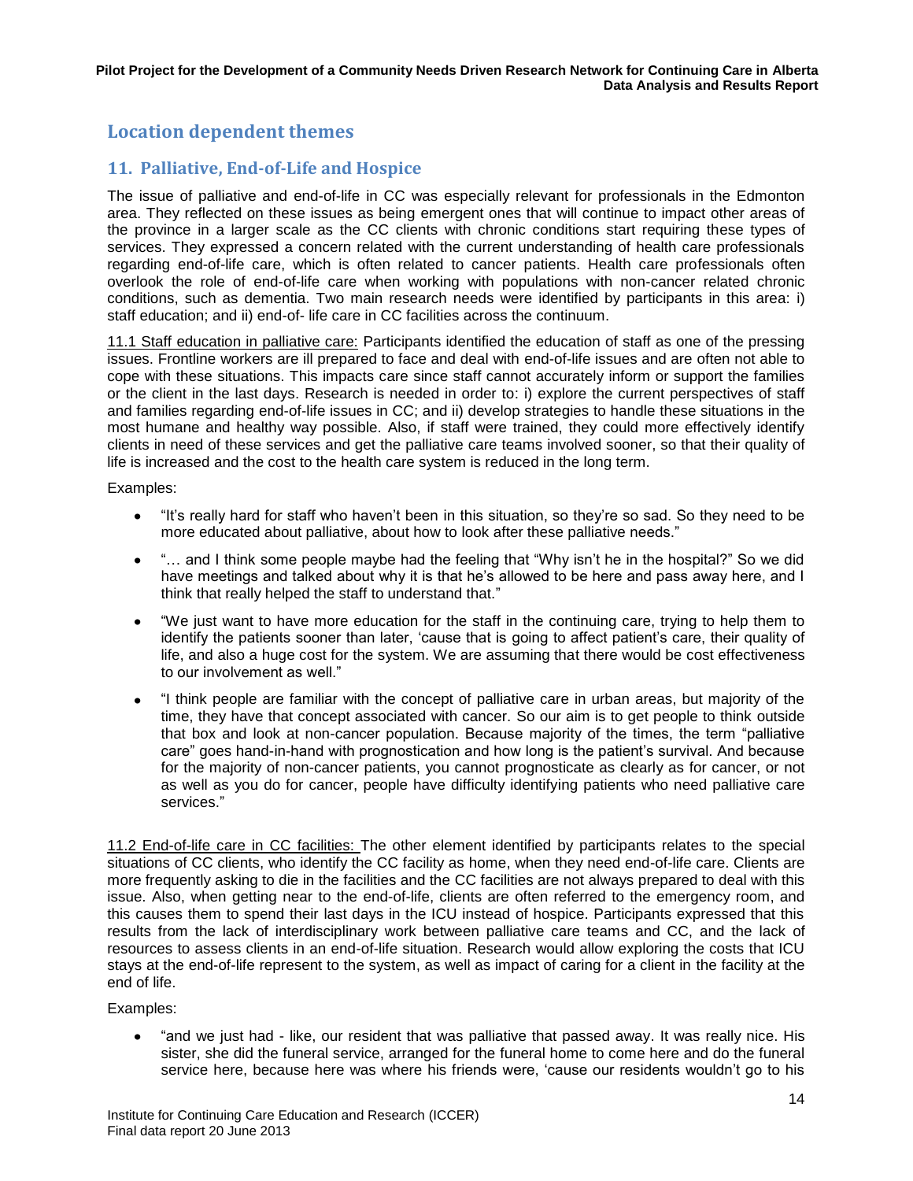# Location dependent themes

## 11. Palliative, End-of-Life and Hospice

The issue of palliative and end-of-life in CC was especially relevant for professionals in the Edmonton area. They reflected on these issues as being emergent ones that will continue to impact other areas of the province in a larger scale as the CC clients with chronic conditions start requiring these types of services. They expressed a concern related with the current understanding of health care professionals regarding end-of-life care, which is often related to cancer patients. Health care professionals often overlook the role of end-of-life care when working with populations with non-cancer related chronic conditions, such as dementia. Two main research needs were identified by participants in this area: i) staff education; and ii) end-of- life care in CC facilities across the continuum.

11.1 Staff education in palliative care: Participants identified the education of staff as one of the pressing issues. Frontline workers are ill prepared to face and deal with end-of-life issues and are often not able to cope with these situations. This impacts care since staff cannot accurately inform or support the families or the client in the last days. Research is needed in order to: i) explore the current perspectives of staff and families regarding end-of-life issues in CC; and ii) develop strategies to handle these situations in the most humane and healthy way possible. Also, if staff were trained, they could more effectively identify clients in need of these services and get the palliative care teams involved sooner, so that their quality of life is increased and the cost to the health care system is reduced in the long term.

Examples:

- "It's really hard for staff who haven't been in this situation, so they're so sad. So they need to be more educated about palliative, about how to look after these palliative needs."
- "… and I think some people maybe had the feeling that "Why isn't he in the hospital?" So we did have meetings and talked about why it is that he's allowed to be here and pass away here, and I think that really helped the staff to understand that."
- "We just want to have more education for the staff in the continuing care, trying to help them to identify the patients sooner than later, 'cause that is going to affect patient's care, their quality of life, and also a huge cost for the system. We are assuming that there would be cost effectiveness to our involvement as well."
- "I think people are familiar with the concept of palliative care in urban areas, but majority of the time, they have that concept associated with cancer. So our aim is to get people to think outside that box and look at non-cancer population. Because majority of the times, the term "palliative care" goes hand-in-hand with prognostication and how long is the patient's survival. And because for the majority of non-cancer patients, you cannot prognosticate as clearly as for cancer, or not as well as you do for cancer, people have difficulty identifying patients who need palliative care services."

11.2 End-of-life care in CC facilities: The other element identified by participants relates to the special situations of CC clients, who identify the CC facility as home, when they need end-of-life care. Clients are more frequently asking to die in the facilities and the CC facilities are not always prepared to deal with this issue. Also, when getting near to the end-of-life, clients are often referred to the emergency room, and this causes them to spend their last days in the ICU instead of hospice. Participants expressed that this results from the lack of interdisciplinary work between palliative care teams and CC, and the lack of resources to assess clients in an end-of-life situation. Research would allow exploring the costs that ICU stays at the end-of-life represent to the system, as well as impact of caring for a client in the facility at the end of life.

Examples:

- "and we just had - like, our resident that was palliative that passed away. It was really nice. His sister, she did the funeral service, arranged for the funeral home to come here and do the funeral service here, because here was where his friends were, 'cause our residents wouldn't go to his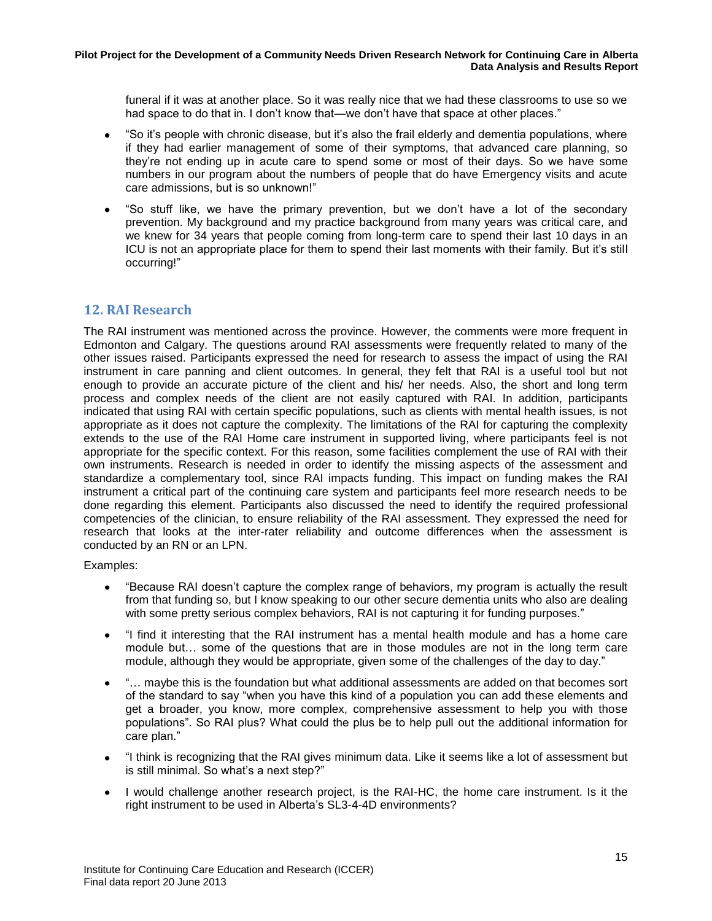funeral if it was at another place. So it was really nice that we had these classrooms to use so we had space to do that in. I don't know that—we don't have that space at other places."

- "So it's people with chronic disease, but it's also the frail elderly and dementia populations, where if they had earlier management of some of their symptoms, that advanced care planning, so they're not ending up in acute care to spend some or most of their days. So we have some numbers in our program about the numbers of people that do have Emergency visits and acute care admissions, but is so unknown!"
- "So stuff like, we have the primary prevention, but we don't have a lot of the secondary prevention. My background and my practice background from many years was critical care, and we knew for 34 years that people coming from long-term care to spend their last 10 days in an ICU is not an appropriate place for them to spend their last moments with their family. But it's still occurring!"

## 12. RAI Research

The RAI instrument was mentioned across the province. However, the comments were more frequent in Edmonton and Calgary. The questions around RAI assessments were frequently related to many of the other issues raised. Participants expressed the need for research to assess the impact of using the RAI instrument in care panning and client outcomes. In general, they felt that RAI is a useful tool but not enough to provide an accurate picture of the client and his/ her needs. Also, the short and long term process and complex needs of the client are not easily captured with RAI. In addition, participants indicated that using RAI with certain specific populations, such as clients with mental health issues, is not appropriate as it does not capture the complexity. The limitations of the RAI for capturing the complexity extends to the use of the RAI Home care instrument in supported living, where participants feel is not appropriate for the specific context. For this reason, some facilities complement the use of RAI with their own instruments. Research is needed in order to identify the missing aspects of the assessment and standardize a complementary tool, since RAI impacts funding. This impact on funding makes the RAI instrument a critical part of the continuing care system and participants feel more research needs to be done regarding this element. Participants also discussed the need to identify the required professional competencies of the clinician, to ensure reliability of the RAI assessment. They expressed the need for research that looks at the inter-rater reliability and outcome differences when the assessment is conducted by an RN or an LPN.

Examples:

- "Because RAI doesn't capture the complex range of behaviors, my program is actually the result from that funding so, but I know speaking to our other secure dementia units who also are dealing with some pretty serious complex behaviors, RAI is not capturing it for funding purposes."
- "I find it interesting that the RAI instrument has a mental health module and has a home care module but… some of the questions that are in those modules are not in the long term care module, although they would be appropriate, given some of the challenges of the day to day."
- "… maybe this is the foundation but what additional assessments are added on that becomes sort of the standard to say "when you have this kind of a population you can add these elements and get a broader, you know, more complex, comprehensive assessment to help you with those populations". So RAI plus? What could the plus be to help pull out the additional information for care plan."
- "I think is recognizing that the RAI gives minimum data. Like it seems like a lot of assessment but is still minimal. So what's a next step?"
- I would challenge another research project, is the RAI-HC, the home care instrument. Is it the right instrument to be used in Alberta's SL3-4-4D environments?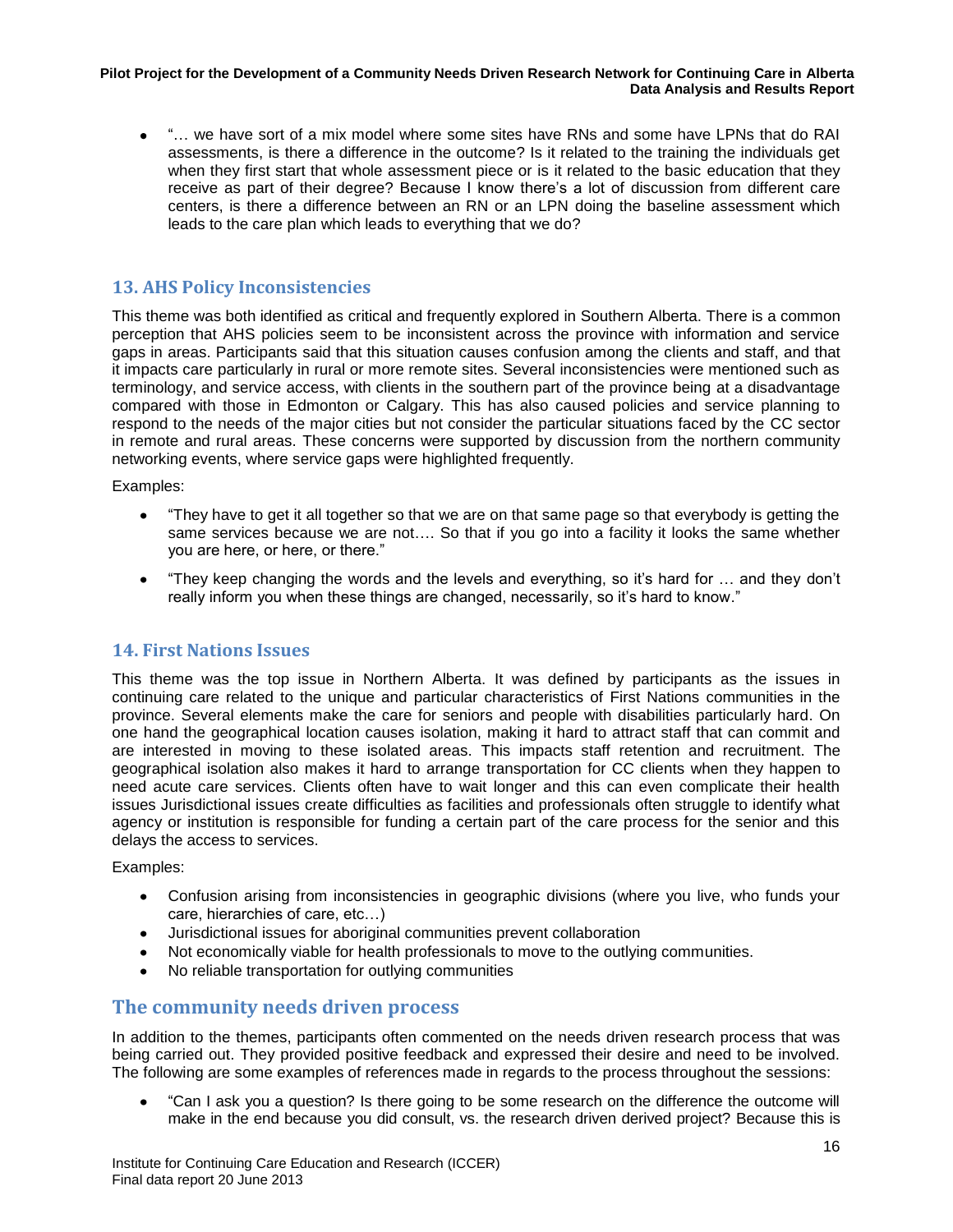- "… we have sort of a mix model where some sites have RNs and some have LPNs that do RAI assessments, is there a difference in the outcome? Is it related to the training the individuals get when they first start that whole assessment piece or is it related to the basic education that they receive as part of their degree? Because I know there's a lot of discussion from different care centers, is there a difference between an RN or an LPN doing the baseline assessment which leads to the care plan which leads to everything that we do?

### 13. AHS Policy Inconsistencies

This theme was both identified as critical and frequently explored in Southern Alberta. There is a common perception that AHS policies seem to be inconsistent across the province with information and service gaps in areas. Participants said that this situation causes confusion among the clients and staff, and that it impacts care particularly in rural or more remote sites. Several inconsistencies were mentioned such as terminology, and service access, with clients in the southern part of the province being at a disadvantage compared with those in Edmonton or Calgary. This has also caused policies and service planning to respond to the needs of the major cities but not consider the particular situations faced by the CC sector in remote and rural areas. These concerns were supported by discussion from the northern community networking events, where service gaps were highlighted frequently.

Examples:

- "They have to get it all together so that we are on that same page so that everybody is getting the same services because we are not…. So that if you go into a facility it looks the same whether you are here, or here, or there."
- "They keep changing the words and the levels and everything, so it's hard for … and they don't really inform you when these things are changed, necessarily, so it's hard to know."

### 14. First Nations Issues

This theme was the top issue in Northern Alberta. It was defined by participants as the issues in continuing care related to the unique and particular characteristics of First Nations communities in the province. Several elements make the care for seniors and people with disabilities particularly hard. On one hand the geographical location causes isolation, making it hard to attract staff that can commit and are interested in moving to these isolated areas. This impacts staff retention and recruitment. The geographical isolation also makes it hard to arrange transportation for CC clients when they happen to need acute care services. Clients often have to wait longer and this can even complicate their health issues Jurisdictional issues create difficulties as facilities and professionals often struggle to identify what agency or institution is responsible for funding a certain part of the care process for the senior and this delays the access to services.

Examples:

- Confusion arising from inconsistencies in geographic divisions (where you live, who funds your care, hierarchies of care, etc…)
- Jurisdictional issues for aboriginal communities prevent collaboration
- Not economically viable for health professionals to move to the outlying communities.
- No reliable transportation for outlying communities

## The community needs driven process

In addition to the themes, participants often commented on the needs driven research process that was being carried out. They provided positive feedback and expressed their desire and need to be involved. The following are some examples of references made in regards to the process throughout the sessions:

- "Can I ask you a question? Is there going to be some research on the difference the outcome will make in the end because you did consult, vs. the research driven derived project? Because this is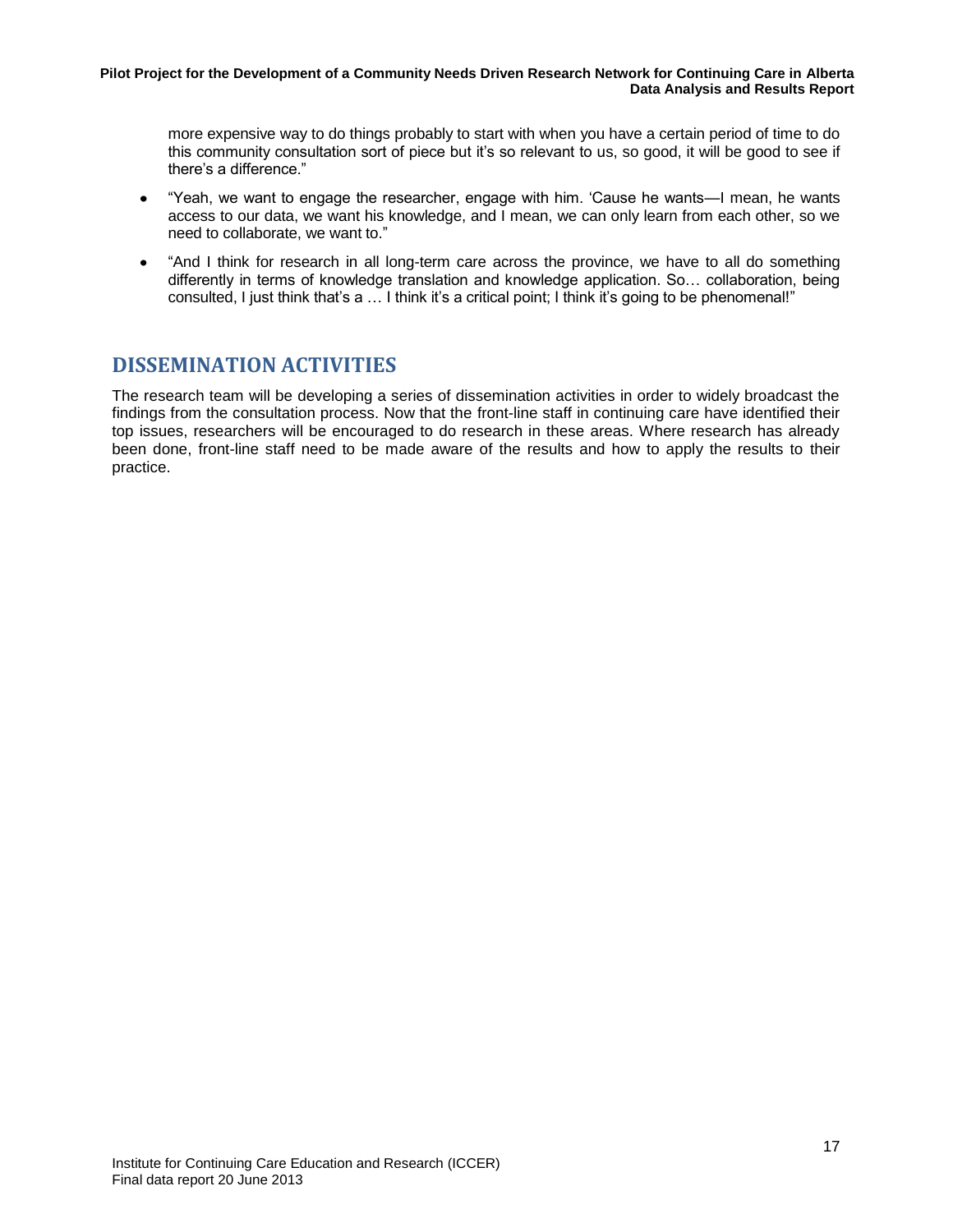more expensive way to do things probably to start with when you have a certain period of time to do this community consultation sort of piece but it's so relevant to us, so good, it will be good to see if there's a difference."

- "Yeah, we want to engage the researcher, engage with him. 'Cause he wants—I mean, he wants access to our data, we want his knowledge, and I mean, we can only learn from each other, so we need to collaborate, we want to."
- "And I think for research in all long-term care across the province, we have to all do something differently in terms of knowledge translation and knowledge application. So… collaboration, being consulted, I just think that's a … I think it's a critical point; I think it's going to be phenomenal!"

## DISSEMINATION ACTIVITIES

The research team will be developing a series of dissemination activities in order to widely broadcast the findings from the consultation process. Now that the front-line staff in continuing care have identified their top issues, researchers will be encouraged to do research in these areas. Where research has already been done, front-line staff need to be made aware of the results and how to apply the results to their practice.